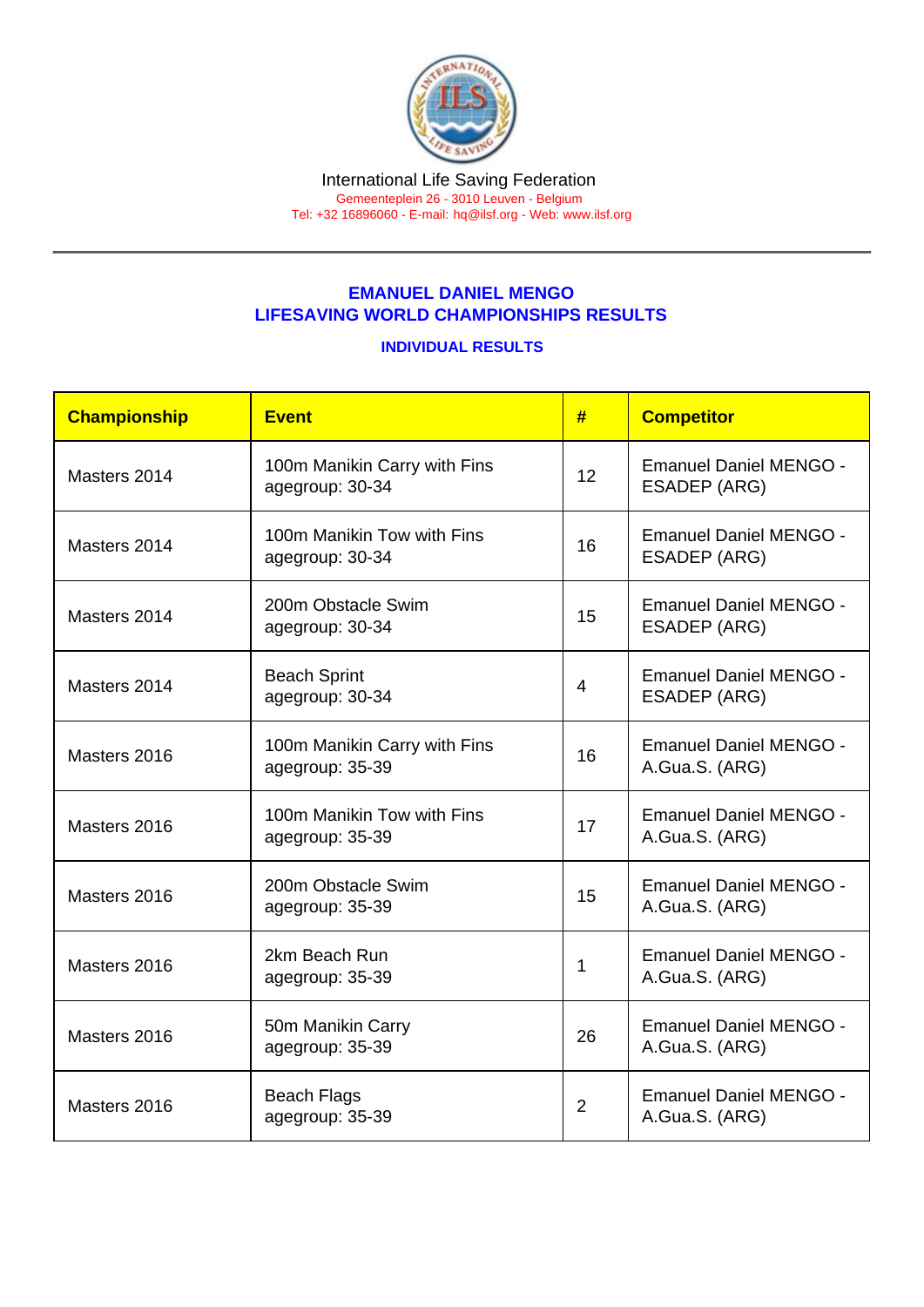International Life Saving Federation

Gemeenteplein 26 - 3010 Leuven - Belgium

Tel: +32 16896060 - E-mail: hq@ilsf.org - Web: www.ilsf.org

## EMANUEL DANIEL MENGO
## LIFESAVING WORLD CHAMPIONSHIPS RESULTS

### INDIVIDUAL RESULTS

| Championship | Event | # | Competitor |
|---|---|---|---|
| Masters 2014 | 100m Manikin Carry with Fins agegroup: 30-34 | 12 | Emanuel Daniel MENGO - ESADEP (ARG) |
| Masters 2014 | 100m Manikin Tow with Fins agegroup: 30-34 | 16 | Emanuel Daniel MENGO - ESADEP (ARG) |
| Masters 2014 | 200m Obstacle Swim agegroup: 30-34 | 15 | Emanuel Daniel MENGO - ESADEP (ARG) |
| Masters 2014 | Beach Sprint agegroup: 30-34 | 4 | Emanuel Daniel MENGO - ESADEP (ARG) |
| Masters 2016 | 100m Manikin Carry with Fins agegroup: 35-39 | 16 | Emanuel Daniel MENGO - A.Gua.S. (ARG) |
| Masters 2016 | 100m Manikin Tow with Fins agegroup: 35-39 | 17 | Emanuel Daniel MENGO - A.Gua.S. (ARG) |
| Masters 2016 | 200m Obstacle Swim agegroup: 35-39 | 15 | Emanuel Daniel MENGO - A.Gua.S. (ARG) |
| Masters 2016 | 2km Beach Run agegroup: 35-39 | 1 | Emanuel Daniel MENGO - A.Gua.S. (ARG) |
| Masters 2016 | 50m Manikin Carry agegroup: 35-39 | 26 | Emanuel Daniel MENGO - A.Gua.S. (ARG) |
| Masters 2016 | Beach Flags agegroup: 35-39 | 2 | Emanuel Daniel MENGO - A.Gua.S. (ARG) |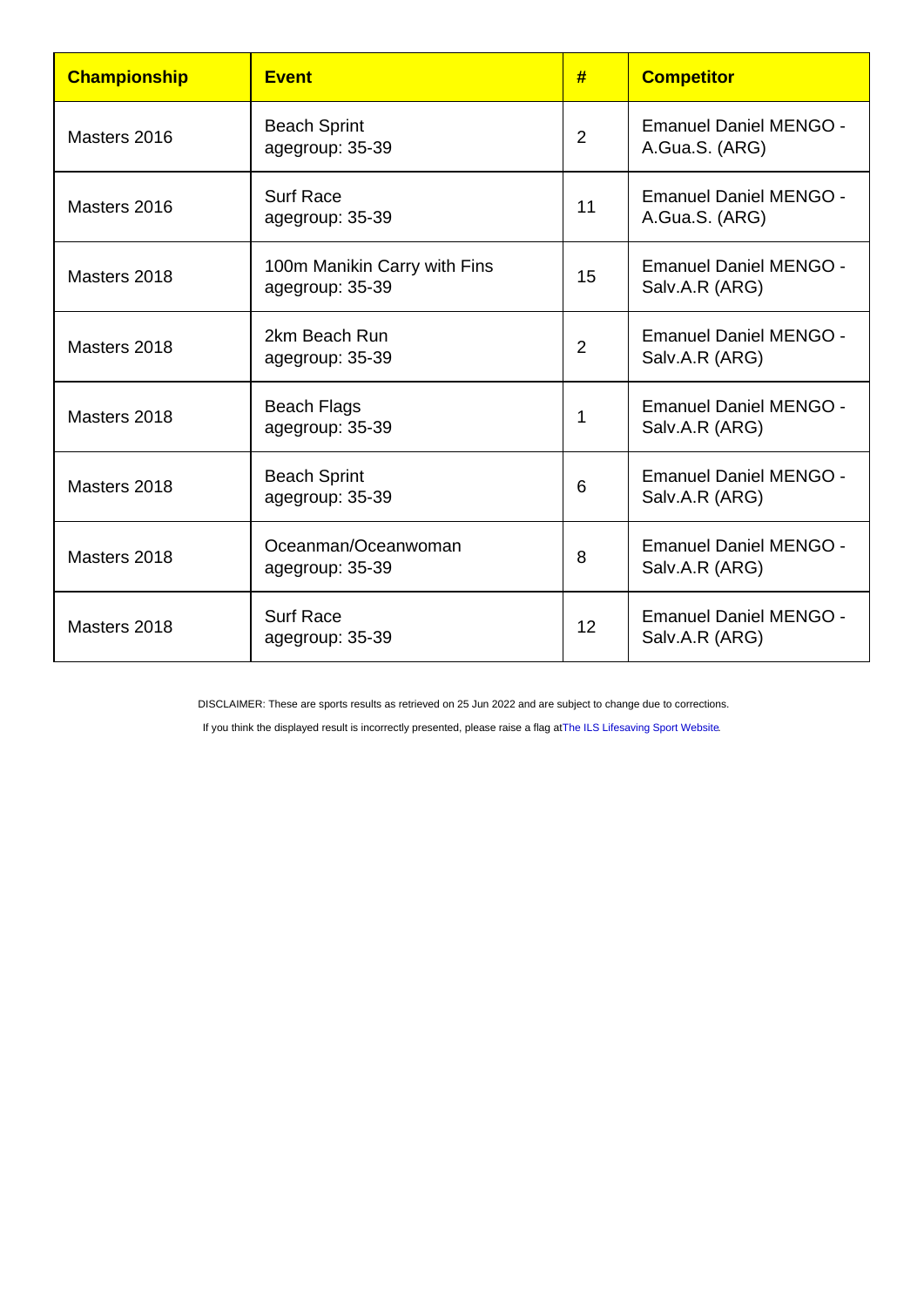| Championship | Event | # | Competitor |
|---|---|---|---|
| Masters 2016 | Beach Sprint agegroup: 35-39 | 2 | Emanuel Daniel MENGO - A.Gua.S. (ARG) |
| Masters 2016 | Surf Race agegroup: 35-39 | 11 | Emanuel Daniel MENGO - A.Gua.S. (ARG) |
| Masters 2018 | 100m Manikin Carry with Fins agegroup: 35-39 | 15 | Emanuel Daniel MENGO - Salv.A.R (ARG) |
| Masters 2018 | 2km Beach Run agegroup: 35-39 | 2 | Emanuel Daniel MENGO - Salv.A.R (ARG) |
| Masters 2018 | Beach Flags agegroup: 35-39 | 1 | Emanuel Daniel MENGO - Salv.A.R (ARG) |
| Masters 2018 | Beach Sprint agegroup: 35-39 | 6 | Emanuel Daniel MENGO - Salv.A.R (ARG) |
| Masters 2018 | Oceanman/Oceanwoman agegroup: 35-39 | 8 | Emanuel Daniel MENGO - Salv.A.R (ARG) |
| Masters 2018 | Surf Race agegroup: 35-39 | 12 | Emanuel Daniel MENGO - Salv.A.R (ARG) |

DISCLAIMER: These are sports results as retrieved on 25 Jun 2022 and are subject to change due to corrections.

If you think the displayed result is incorrectly presented, please raise a flag at The ILS Lifesaving Sport Website.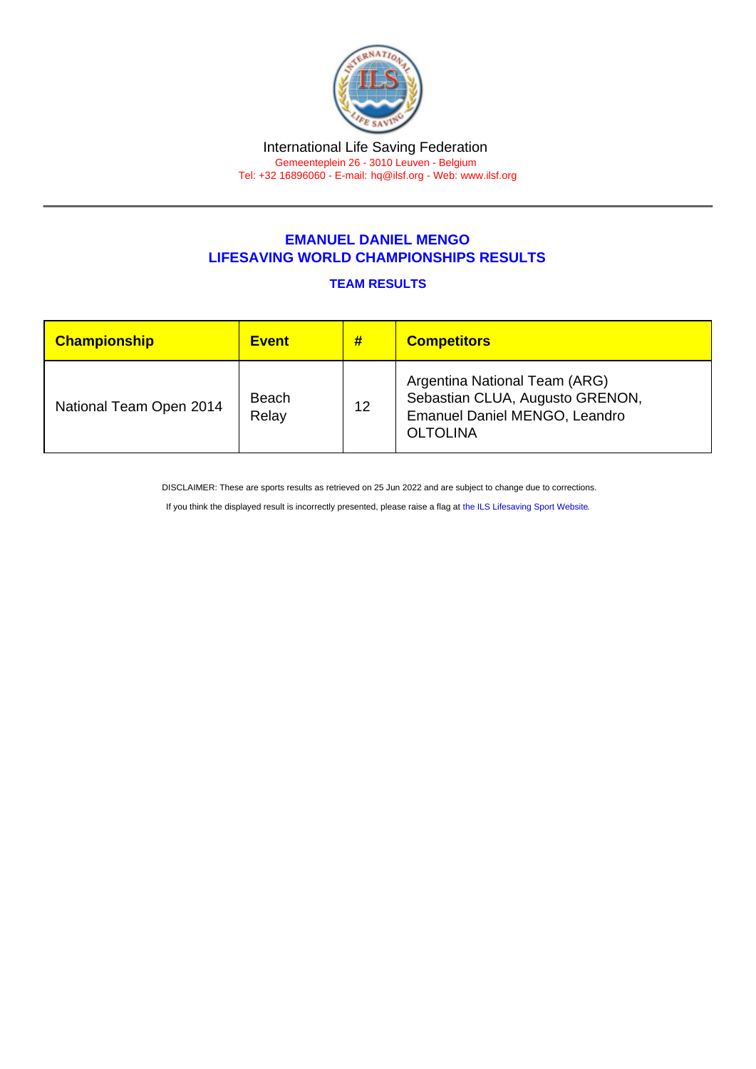International Life Saving Federation
Gemeenteplein 26 - 3010 Leuven - Belgium
Tel: +32 16896060 - E-mail: hq@ilsf.org - Web: www.ilsf.org

## EMANUEL DANIEL MENGO
## LIFESAVING WORLD CHAMPIONSHIPS RESULTS

### TEAM RESULTS

| Championship | Event | # | Competitors |
|---|---|---|---|
| National Team Open 2014 | Beach Relay | 12 | Argentina National Team (ARG) Sebastian CLUA, Augusto GRENON, Emanuel Daniel MENGO, Leandro OLTOLINA |

DISCLAIMER: These are sports results as retrieved on 25 Jun 2022 and are subject to change due to corrections.

If you think the displayed result is incorrectly presented, please raise a flag at the ILS Lifesaving Sport Website.